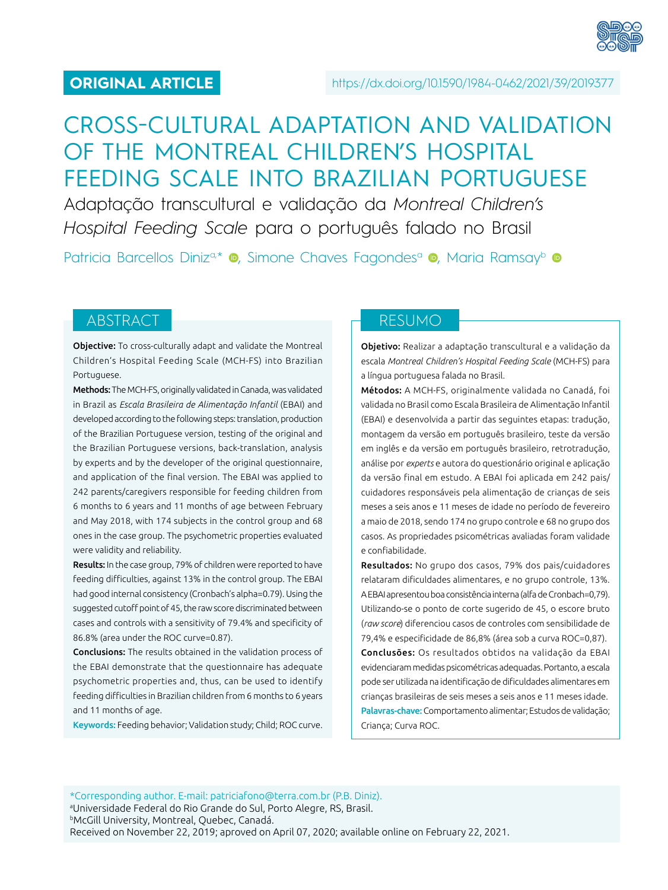ORIGINAL ARTICLE

https://dx.doi.org/10.1590/1984-0462/2021/39/2019377

# CROSS-CULTURAL ADAPTATION AND VALIDATION OF THE MONTREAL CHILDREN'S HOSPITAL FEEDING SCALE INTO BRAZILIAN PORTUGUESE

Adaptação transcultural e validação da *Montreal Children's Hospital Feeding Scale* para o português falado no Brasil

Patricia Barcellos Diniz[a,*], Simone Chaves Fagondes[a], Maria Ramsay[b]

## ABSTRACT

**Objective:** To cross-culturally adapt and validate the Montreal Children's Hospital Feeding Scale (MCH-FS) into Brazilian Portuguese.

**Methods:** The MCH-FS, originally validated in Canada, was validated in Brazil as *Escala Brasileira de Alimentação Infantil* (EBAI) and developed according to the following steps: translation, production of the Brazilian Portuguese version, testing of the original and the Brazilian Portuguese versions, back-translation, analysis by experts and by the developer of the original questionnaire, and application of the final version. The EBAI was applied to 242 parents/caregivers responsible for feeding children from 6 months to 6 years and 11 months of age between February and May 2018, with 174 subjects in the control group and 68 ones in the case group. The psychometric properties evaluated were validity and reliability.

**Results:** In the case group, 79% of children were reported to have feeding difficulties, against 13% in the control group. The EBAI had good internal consistency (Cronbach's alpha=0.79). Using the suggested cutoff point of 45, the raw score discriminated between cases and controls with a sensitivity of 79.4% and specificity of 86.8% (area under the ROC curve=0.87).

**Conclusions:** The results obtained in the validation process of the EBAI demonstrate that the questionnaire has adequate psychometric properties and, thus, can be used to identify feeding difficulties in Brazilian children from 6 months to 6 years and 11 months of age.

**Keywords:** Feeding behavior; Validation study; Child; ROC curve.

## RESUMO

**Objetivo:** Realizar a adaptação transcultural e a validação da escala *Montreal Children's Hospital Feeding Scale* (MCH-FS) para a língua portuguesa falada no Brasil.

**Métodos:** A MCH-FS, originalmente validada no Canadá, foi validada no Brasil como Escala Brasileira de Alimentação Infantil (EBAI) e desenvolvida a partir das seguintes etapas: tradução, montagem da versão em português brasileiro, teste da versão em inglês e da versão em português brasileiro, retrotradução, análise por *experts* e autora do questionário original e aplicação da versão final em estudo. A EBAI foi aplicada em 242 pais/cuidadores responsáveis pela alimentação de crianças de seis meses a seis anos e 11 meses de idade no período de fevereiro a maio de 2018, sendo 174 no grupo controle e 68 no grupo dos casos. As propriedades psicométricas avaliadas foram validade e confiabilidade.

**Resultados:** No grupo dos casos, 79% dos pais/cuidadores relataram dificuldades alimentares, e no grupo controle, 13%. A EBAI apresentou boa consistência interna (alfa de Cronbach=0,79). Utilizando-se o ponto de corte sugerido de 45, o escore bruto (*raw score*) diferenciou casos de controles com sensibilidade de 79,4% e especificidade de 86,8% (área sob a curva ROC=0,87).

**Conclusões:** Os resultados obtidos na validação da EBAI evidenciaram medidas psicométricas adequadas. Portanto, a escala pode ser utilizada na identificação de dificuldades alimentares em crianças brasileiras de seis meses a seis anos e 11 meses idade.

**Palavras-chave:** Comportamento alimentar; Estudos de validação; Criança; Curva ROC.

*Corresponding author. E-mail: patriciafono@terra.com.br (P.B. Diniz).
[a]Universidade Federal do Rio Grande do Sul, Porto Alegre, RS, Brasil.
[b]McGill University, Montreal, Quebec, Canadá.
Received on November 22, 2019; aproved on April 07, 2020; available online on February 22, 2021.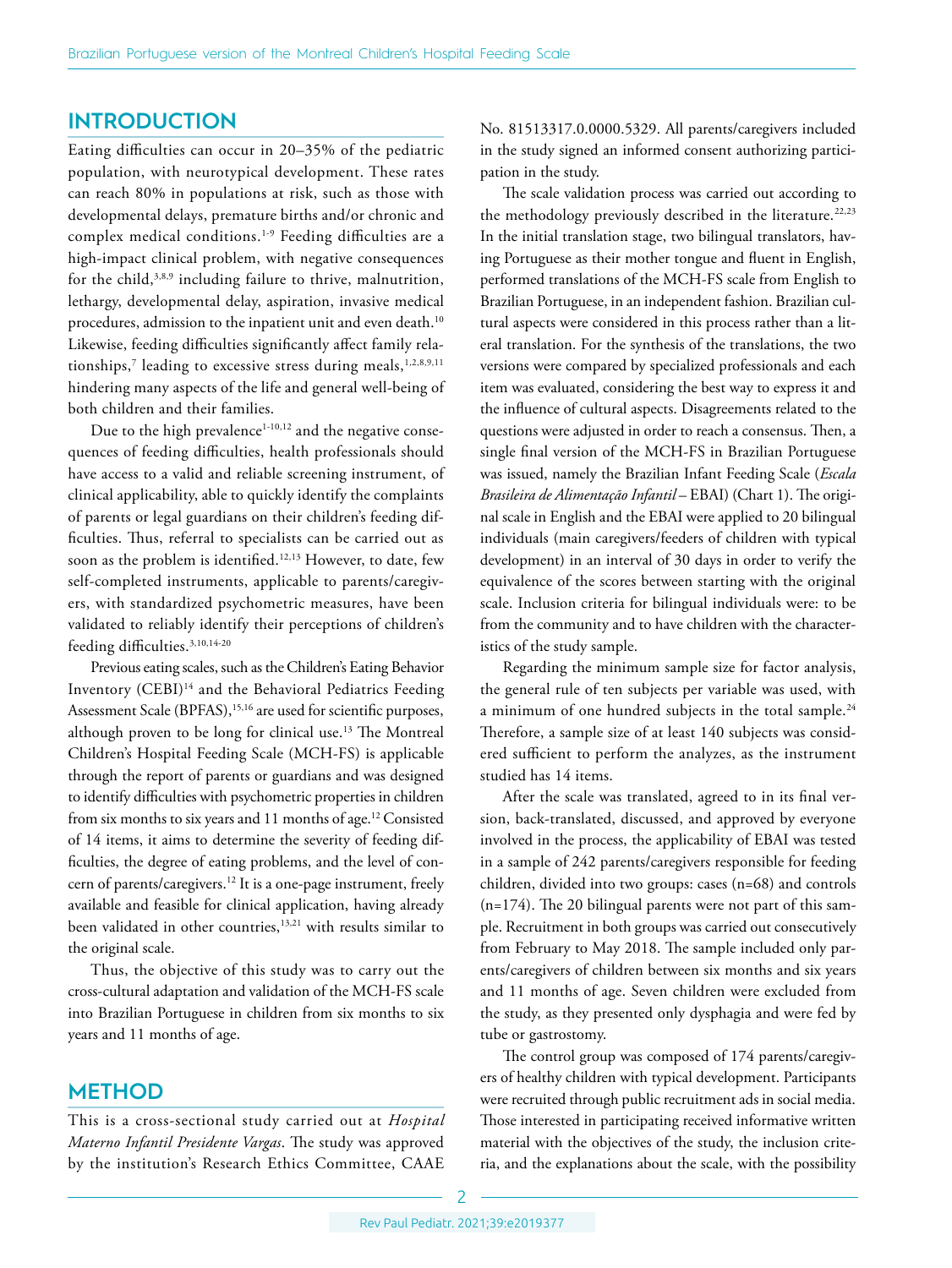## INTRODUCTION

Eating difficulties can occur in 20–35% of the pediatric population, with neurotypical development. These rates can reach 80% in populations at risk, such as those with developmental delays, premature births and/or chronic and complex medical conditions.[1-9] Feeding difficulties are a high-impact clinical problem, with negative consequences for the child,[3,8,9] including failure to thrive, malnutrition, lethargy, developmental delay, aspiration, invasive medical procedures, admission to the inpatient unit and even death.[10] Likewise, feeding difficulties significantly affect family relationships,[7] leading to excessive stress during meals,[1,2,8,9,11] hindering many aspects of the life and general well-being of both children and their families.

Due to the high prevalence[1-10,12] and the negative consequences of feeding difficulties, health professionals should have access to a valid and reliable screening instrument, of clinical applicability, able to quickly identify the complaints of parents or legal guardians on their children's feeding difficulties. Thus, referral to specialists can be carried out as soon as the problem is identified.[12,13] However, to date, few self-completed instruments, applicable to parents/caregivers, with standardized psychometric measures, have been validated to reliably identify their perceptions of children's feeding difficulties.[3,10,14-20]

Previous eating scales, such as the Children's Eating Behavior Inventory (CEBI)[14] and the Behavioral Pediatrics Feeding Assessment Scale (BPFAS),[15,16] are used for scientific purposes, although proven to be long for clinical use.[13] The Montreal Children's Hospital Feeding Scale (MCH-FS) is applicable through the report of parents or guardians and was designed to identify difficulties with psychometric properties in children from six months to six years and 11 months of age.[12] Consisted of 14 items, it aims to determine the severity of feeding difficulties, the degree of eating problems, and the level of concern of parents/caregivers.[12] It is a one-page instrument, freely available and feasible for clinical application, having already been validated in other countries,[13,21] with results similar to the original scale.

Thus, the objective of this study was to carry out the cross-cultural adaptation and validation of the MCH-FS scale into Brazilian Portuguese in children from six months to six years and 11 months of age.

## METHOD

This is a cross-sectional study carried out at *Hospital Materno Infantil Presidente Vargas*. The study was approved by the institution's Research Ethics Committee, CAAE No. 81513317.0.0000.5329. All parents/caregivers included in the study signed an informed consent authorizing participation in the study.

The scale validation process was carried out according to the methodology previously described in the literature.[22,23] In the initial translation stage, two bilingual translators, having Portuguese as their mother tongue and fluent in English, performed translations of the MCH-FS scale from English to Brazilian Portuguese, in an independent fashion. Brazilian cultural aspects were considered in this process rather than a literal translation. For the synthesis of the translations, the two versions were compared by specialized professionals and each item was evaluated, considering the best way to express it and the influence of cultural aspects. Disagreements related to the questions were adjusted in order to reach a consensus. Then, a single final version of the MCH-FS in Brazilian Portuguese was issued, namely the Brazilian Infant Feeding Scale (*Escala Brasileira de Alimentação Infantil* – EBAI) (Chart 1). The original scale in English and the EBAI were applied to 20 bilingual individuals (main caregivers/feeders of children with typical development) in an interval of 30 days in order to verify the equivalence of the scores between starting with the original scale. Inclusion criteria for bilingual individuals were: to be from the community and to have children with the characteristics of the study sample.

Regarding the minimum sample size for factor analysis, the general rule of ten subjects per variable was used, with a minimum of one hundred subjects in the total sample.[24] Therefore, a sample size of at least 140 subjects was considered sufficient to perform the analyzes, as the instrument studied has 14 items.

After the scale was translated, agreed to in its final version, back-translated, discussed, and approved by everyone involved in the process, the applicability of EBAI was tested in a sample of 242 parents/caregivers responsible for feeding children, divided into two groups: cases (n=68) and controls (n=174). The 20 bilingual parents were not part of this sample. Recruitment in both groups was carried out consecutively from February to May 2018. The sample included only parents/caregivers of children between six months and six years and 11 months of age. Seven children were excluded from the study, as they presented only dysphagia and were fed by tube or gastrostomy.

The control group was composed of 174 parents/caregivers of healthy children with typical development. Participants were recruited through public recruitment ads in social media. Those interested in participating received informative written material with the objectives of the study, the inclusion criteria, and the explanations about the scale, with the possibility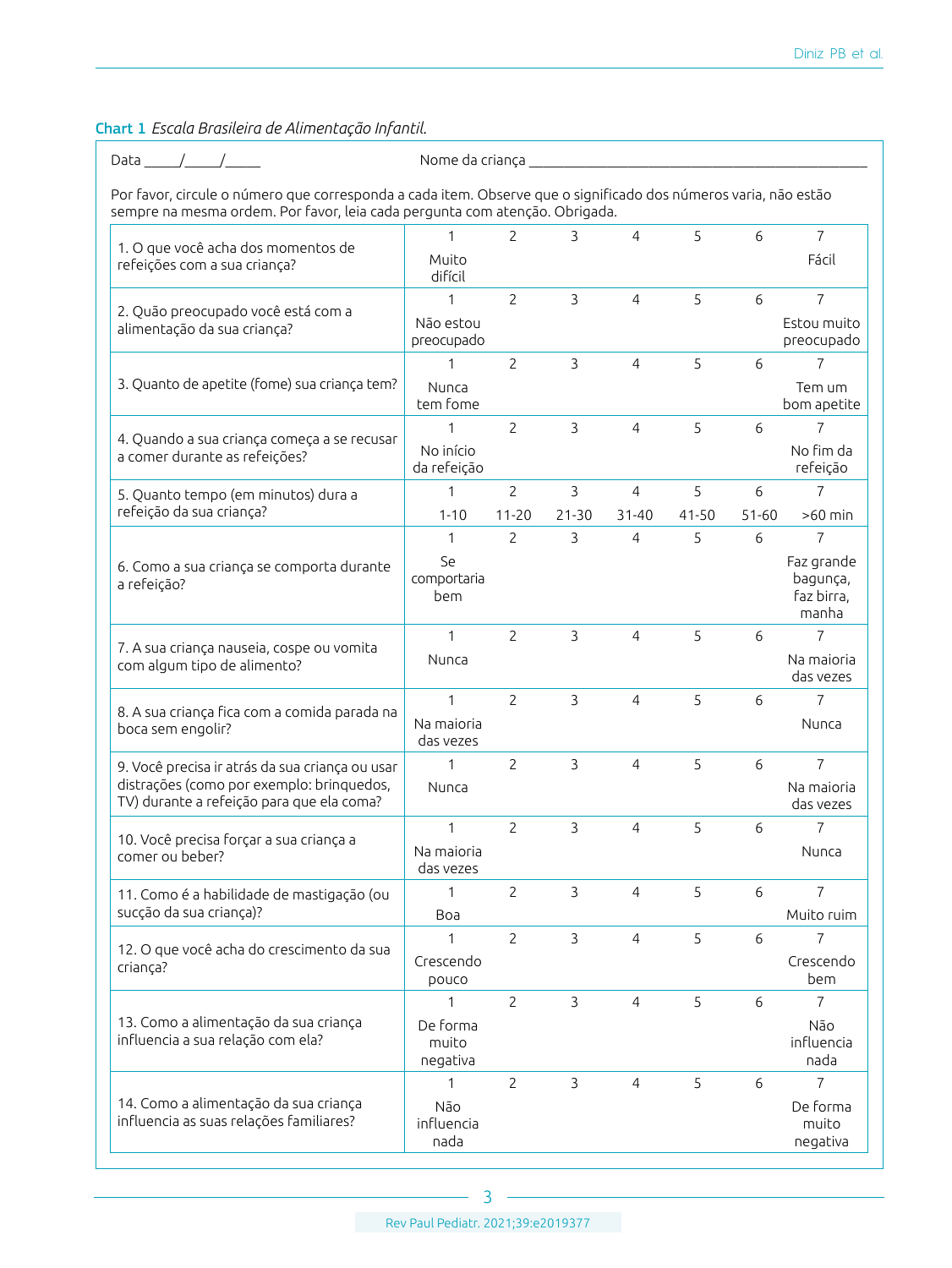**Chart 1** *Escala Brasileira de Alimentação Infantil.*

Data _____/_____/_____ Nome da criança _______________________________________________

Por favor, circule o número que corresponda a cada item. Observe que o significado dos números varia, não estão sempre na mesma ordem. Por favor, leia cada pergunta com atenção. Obrigada.

| | 1 | 2 | 3 | 4 | 5 | 6 | 7 |
|---|---|---|---|---|---|---|---|
| 1. O que você acha dos momentos de refeições com a sua criança? | 1 Muito difícil | 2 | 3 | 4 | 5 | 6 | 7 Fácil |
| 2. Quão preocupado você está com a alimentação da sua criança? | 1 Não estou preocupado | 2 | 3 | 4 | 5 | 6 | 7 Estou muito preocupado |
| 3. Quanto de apetite (fome) sua criança tem? | 1 Nunca tem fome | 2 | 3 | 4 | 5 | 6 | 7 Tem um bom apetite |
| 4. Quando a sua criança começa a se recusar a comer durante as refeições? | 1 No início da refeição | 2 | 3 | 4 | 5 | 6 | 7 No fim da refeição |
| 5. Quanto tempo (em minutos) dura a refeição da sua criança? | 1 1-10 | 2 11-20 | 3 21-30 | 4 31-40 | 5 41-50 | 6 51-60 | 7 >60 min |
| 6. Como a sua criança se comporta durante a refeição? | 1 Se comportaria bem | 2 | 3 | 4 | 5 | 6 | 7 Faz grande bagunça, faz birra, manha |
| 7. A sua criança nauseia, cospe ou vomita com algum tipo de alimento? | 1 Nunca | 2 | 3 | 4 | 5 | 6 | 7 Na maioria das vezes |
| 8. A sua criança fica com a comida parada na boca sem engolir? | 1 Na maioria das vezes | 2 | 3 | 4 | 5 | 6 | 7 Nunca |
| 9. Você precisa ir atrás da sua criança ou usar distrações (como por exemplo: brinquedos, TV) durante a refeição para que ela coma? | 1 Nunca | 2 | 3 | 4 | 5 | 6 | 7 Na maioria das vezes |
| 10. Você precisa forçar a sua criança a comer ou beber? | 1 Na maioria das vezes | 2 | 3 | 4 | 5 | 6 | 7 Nunca |
| 11. Como é a habilidade de mastigação (ou sucção da sua criança)? | 1 Boa | 2 | 3 | 4 | 5 | 6 | 7 Muito ruim |
| 12. O que você acha do crescimento da sua criança? | 1 Crescendo pouco | 2 | 3 | 4 | 5 | 6 | 7 Crescendo bem |
| 13. Como a alimentação da sua criança influencia a sua relação com ela? | 1 De forma muito negativa | 2 | 3 | 4 | 5 | 6 | 7 Não influencia nada |
| 14. Como a alimentação da sua criança influencia as suas relações familiares? | 1 Não influencia nada | 2 | 3 | 4 | 5 | 6 | 7 De forma muito negativa |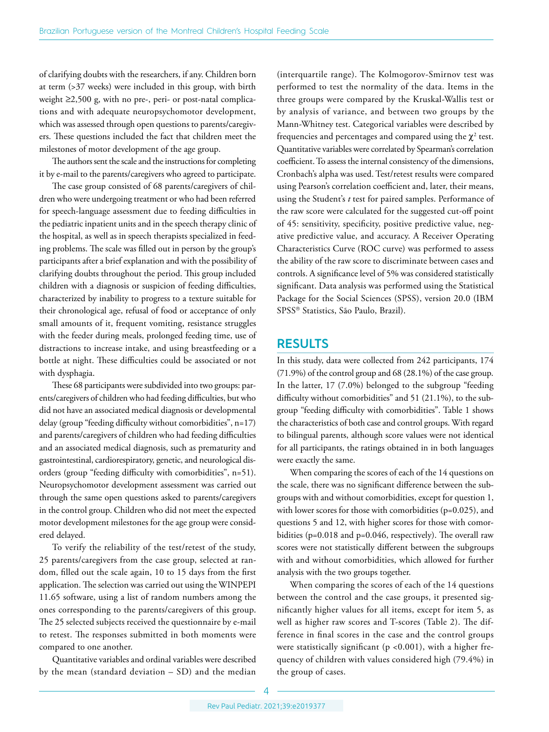of clarifying doubts with the researchers, if any. Children born at term (>37 weeks) were included in this group, with birth weight ≥2,500 g, with no pre-, peri- or post-natal complications and with adequate neuropsychomotor development, which was assessed through open questions to parents/caregivers. These questions included the fact that children meet the milestones of motor development of the age group.

The authors sent the scale and the instructions for completing it by e-mail to the parents/caregivers who agreed to participate.

The case group consisted of 68 parents/caregivers of children who were undergoing treatment or who had been referred for speech-language assessment due to feeding difficulties in the pediatric inpatient units and in the speech therapy clinic of the hospital, as well as in speech therapists specialized in feeding problems. The scale was filled out in person by the group's participants after a brief explanation and with the possibility of clarifying doubts throughout the period. This group included children with a diagnosis or suspicion of feeding difficulties, characterized by inability to progress to a texture suitable for their chronological age, refusal of food or acceptance of only small amounts of it, frequent vomiting, resistance struggles with the feeder during meals, prolonged feeding time, use of distractions to increase intake, and using breastfeeding or a bottle at night. These difficulties could be associated or not with dysphagia.

These 68 participants were subdivided into two groups: parents/caregivers of children who had feeding difficulties, but who did not have an associated medical diagnosis or developmental delay (group "feeding difficulty without comorbidities", n=17) and parents/caregivers of children who had feeding difficulties and an associated medical diagnosis, such as prematurity and gastrointestinal, cardiorespiratory, genetic, and neurological disorders (group "feeding difficulty with comorbidities", n=51). Neuropsychomotor development assessment was carried out through the same open questions asked to parents/caregivers in the control group. Children who did not meet the expected motor development milestones for the age group were considered delayed.

To verify the reliability of the test/retest of the study, 25 parents/caregivers from the case group, selected at random, filled out the scale again, 10 to 15 days from the first application. The selection was carried out using the WINPEPI 11.65 software, using a list of random numbers among the ones corresponding to the parents/caregivers of this group. The 25 selected subjects received the questionnaire by e-mail to retest. The responses submitted in both moments were compared to one another.

Quantitative variables and ordinal variables were described by the mean (standard deviation – SD) and the median (interquartile range). The Kolmogorov-Smirnov test was performed to test the normality of the data. Items in the three groups were compared by the Kruskal-Wallis test or by analysis of variance, and between two groups by the Mann-Whitney test. Categorical variables were described by frequencies and percentages and compared using the $\chi^2$ test. Quantitative variables were correlated by Spearman's correlation coefficient. To assess the internal consistency of the dimensions, Cronbach's alpha was used. Test/retest results were compared using Pearson's correlation coefficient and, later, their means, using the Student's *t* test for paired samples. Performance of the raw score were calculated for the suggested cut-off point of 45: sensitivity, specificity, positive predictive value, negative predictive value, and accuracy. A Receiver Operating Characteristics Curve (ROC curve) was performed to assess the ability of the raw score to discriminate between cases and controls. A significance level of 5% was considered statistically significant. Data analysis was performed using the Statistical Package for the Social Sciences (SPSS), version 20.0 (IBM SPSS® Statistics, São Paulo, Brazil).

## RESULTS

In this study, data were collected from 242 participants, 174 (71.9%) of the control group and 68 (28.1%) of the case group. In the latter, 17 (7.0%) belonged to the subgroup "feeding difficulty without comorbidities" and 51 (21.1%), to the subgroup "feeding difficulty with comorbidities". Table 1 shows the characteristics of both case and control groups. With regard to bilingual parents, although score values were not identical for all participants, the ratings obtained in in both languages were exactly the same.

When comparing the scores of each of the 14 questions on the scale, there was no significant difference between the subgroups with and without comorbidities, except for question 1, with lower scores for those with comorbidities (p=0.025), and questions 5 and 12, with higher scores for those with comorbidities (p=0.018 and p=0.046, respectively). The overall raw scores were not statistically different between the subgroups with and without comorbidities, which allowed for further analysis with the two groups together.

When comparing the scores of each of the 14 questions between the control and the case groups, it presented significantly higher values for all items, except for item 5, as well as higher raw scores and T-scores (Table 2). The difference in final scores in the case and the control groups were statistically significant (p <0.001), with a higher frequency of children with values considered high (79.4%) in the group of cases.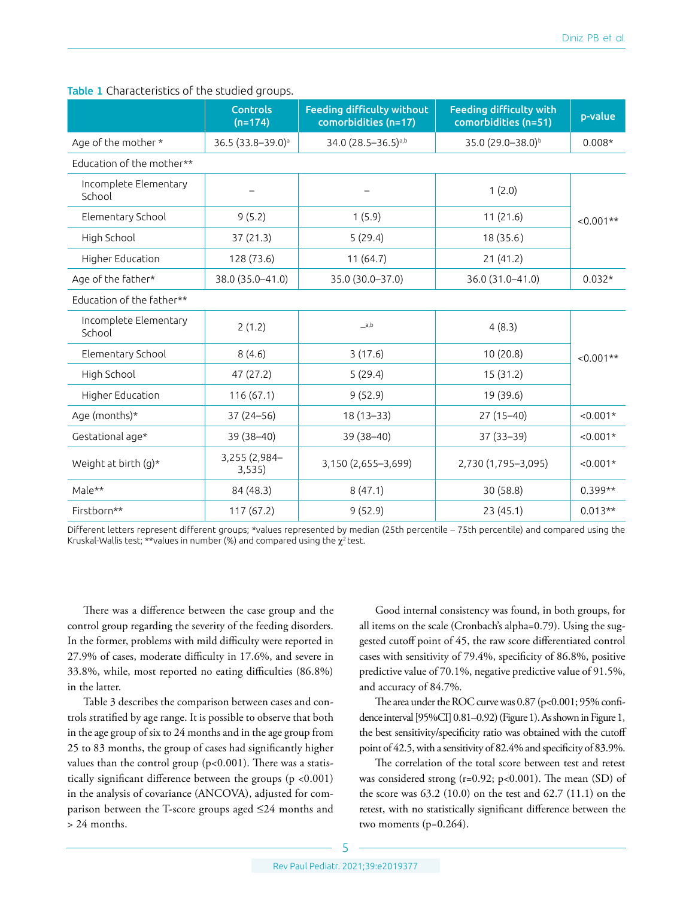**Table 1** Characteristics of the studied groups.

| | Controls (n=174) | Feeding difficulty without comorbidities (n=17) | Feeding difficulty with comorbidities (n=51) | p-value |
|---|---|---|---|---|
| Age of the mother * | 36.5 (33.8–39.0)[a] | 34.0 (28.5–36.5)[a,b] | 35.0 (29.0–38.0)[b] | 0.008* |
| Education of the mother** | | | | |
| Incomplete Elementary School | – | – | 1 (2.0) | <0.001** |
| Elementary School | 9 (5.2) | 1 (5.9) | 11 (21.6) | |
| High School | 37 (21.3) | 5 (29.4) | 18 (35.6) | |
| Higher Education | 128 (73.6) | 11 (64.7) | 21 (41.2) | |
| Age of the father* | 38.0 (35.0–41.0) | 35.0 (30.0–37.0) | 36.0 (31.0–41.0) | 0.032* |
| Education of the father** | | | | |
| Incomplete Elementary School | 2 (1.2) | –[a,b] | 4 (8.3) | <0.001** |
| Elementary School | 8 (4.6) | 3 (17.6) | 10 (20.8) | |
| High School | 47 (27.2) | 5 (29.4) | 15 (31.2) | |
| Higher Education | 116 (67.1) | 9 (52.9) | 19 (39.6) | |
| Age (months)* | 37 (24–56) | 18 (13–33) | 27 (15–40) | <0.001* |
| Gestational age* | 39 (38–40) | 39 (38–40) | 37 (33–39) | <0.001* |
| Weight at birth (g)* | 3,255 (2,984–3,535) | 3,150 (2,655–3,699) | 2,730 (1,795–3,095) | <0.001* |
| Male** | 84 (48.3) | 8 (47.1) | 30 (58.8) | 0.399** |
| Firstborn** | 117 (67.2) | 9 (52.9) | 23 (45.1) | 0.013** |

Different letters represent different groups; *values represented by median (25th percentile – 75th percentile) and compared using the Kruskal-Wallis test; **values in number (%) and compared using the $\chi^2$ test.

There was a difference between the case group and the control group regarding the severity of the feeding disorders. In the former, problems with mild difficulty were reported in 27.9% of cases, moderate difficulty in 17.6%, and severe in 33.8%, while, most reported no eating difficulties (86.8%) in the latter.

Table 3 describes the comparison between cases and controls stratified by age range. It is possible to observe that both in the age group of six to 24 months and in the age group from 25 to 83 months, the group of cases had significantly higher values than the control group (p<0.001). There was a statistically significant difference between the groups (p <0.001) in the analysis of covariance (ANCOVA), adjusted for comparison between the T-score groups aged ≤24 months and > 24 months.

Good internal consistency was found, in both groups, for all items on the scale (Cronbach's alpha=0.79). Using the suggested cutoff point of 45, the raw score differentiated control cases with sensitivity of 79.4%, specificity of 86.8%, positive predictive value of 70.1%, negative predictive value of 91.5%, and accuracy of 84.7%.

The area under the ROC curve was 0.87 (p<0.001; 95% confidence interval [95%CI] 0.81–0.92) (Figure 1). As shown in Figure 1, the best sensitivity/specificity ratio was obtained with the cutoff point of 42.5, with a sensitivity of 82.4% and specificity of 83.9%.

The correlation of the total score between test and retest was considered strong (r=0.92; p<0.001). The mean (SD) of the score was 63.2 (10.0) on the test and 62.7 (11.1) on the retest, with no statistically significant difference between the two moments (p=0.264).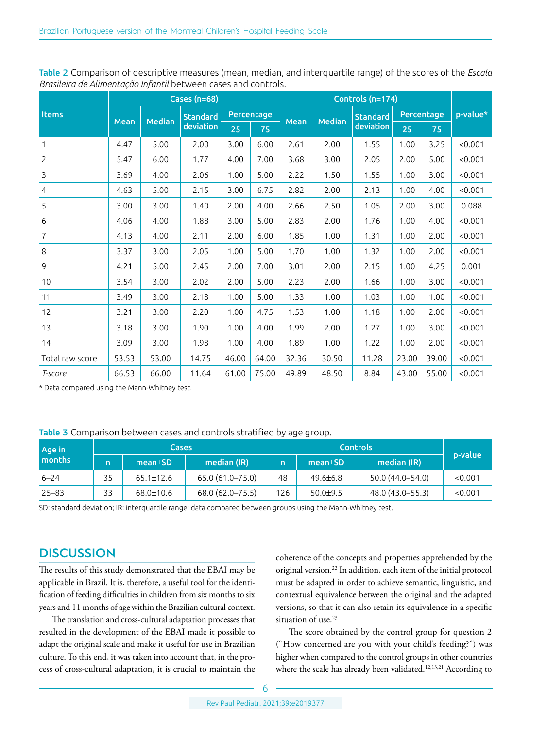**Table 2** Comparison of descriptive measures (mean, median, and interquartile range) of the scores of the *Escala Brasileira de Alimentação Infantil* between cases and controls.

| Items | Cases (n=68) | | | | | Controls (n=174) | | | | | p-value* |
|---|---|---|---|---|---|---|---|---|---|---|---|
| | Mean | Median | Standard deviation | Percentage | | Mean | Median | Standard deviation | Percentage | | |
| | | | | 25 | 75 | | | | 25 | 75 | |
| 1 | 4.47 | 5.00 | 2.00 | 3.00 | 6.00 | 2.61 | 2.00 | 1.55 | 1.00 | 3.25 | <0.001 |
| 2 | 5.47 | 6.00 | 1.77 | 4.00 | 7.00 | 3.68 | 3.00 | 2.05 | 2.00 | 5.00 | <0.001 |
| 3 | 3.69 | 4.00 | 2.06 | 1.00 | 5.00 | 2.22 | 1.50 | 1.55 | 1.00 | 3.00 | <0.001 |
| 4 | 4.63 | 5.00 | 2.15 | 3.00 | 6.75 | 2.82 | 2.00 | 2.13 | 1.00 | 4.00 | <0.001 |
| 5 | 3.00 | 3.00 | 1.40 | 2.00 | 4.00 | 2.66 | 2.50 | 1.05 | 2.00 | 3.00 | 0.088 |
| 6 | 4.06 | 4.00 | 1.88 | 3.00 | 5.00 | 2.83 | 2.00 | 1.76 | 1.00 | 4.00 | <0.001 |
| 7 | 4.13 | 4.00 | 2.11 | 2.00 | 6.00 | 1.85 | 1.00 | 1.31 | 1.00 | 2.00 | <0.001 |
| 8 | 3.37 | 3.00 | 2.05 | 1.00 | 5.00 | 1.70 | 1.00 | 1.32 | 1.00 | 2.00 | <0.001 |
| 9 | 4.21 | 5.00 | 2.45 | 2.00 | 7.00 | 3.01 | 2.00 | 2.15 | 1.00 | 4.25 | 0.001 |
| 10 | 3.54 | 3.00 | 2.02 | 2.00 | 5.00 | 2.23 | 2.00 | 1.66 | 1.00 | 3.00 | <0.001 |
| 11 | 3.49 | 3.00 | 2.18 | 1.00 | 5.00 | 1.33 | 1.00 | 1.03 | 1.00 | 1.00 | <0.001 |
| 12 | 3.21 | 3.00 | 2.20 | 1.00 | 4.75 | 1.53 | 1.00 | 1.18 | 1.00 | 2.00 | <0.001 |
| 13 | 3.18 | 3.00 | 1.90 | 1.00 | 4.00 | 1.99 | 2.00 | 1.27 | 1.00 | 3.00 | <0.001 |
| 14 | 3.09 | 3.00 | 1.98 | 1.00 | 4.00 | 1.89 | 1.00 | 1.22 | 1.00 | 2.00 | <0.001 |
| Total raw score | 53.53 | 53.00 | 14.75 | 46.00 | 64.00 | 32.36 | 30.50 | 11.28 | 23.00 | 39.00 | <0.001 |
| *T-score* | 66.53 | 66.00 | 11.64 | 61.00 | 75.00 | 49.89 | 48.50 | 8.84 | 43.00 | 55.00 | <0.001 |

* Data compared using the Mann-Whitney test.

**Table 3** Comparison between cases and controls stratified by age group.

| Age in months | Cases | | | Controls | | | p-value |
|---|---|---|---|---|---|---|---|
| | n | mean±SD | median (IR) | n | mean±SD | median (IR) | |
| 6–24 | 35 | 65.1±12.6 | 65.0 (61.0–75.0) | 48 | 49.6±6.8 | 50.0 (44.0–54.0) | <0.001 |
| 25–83 | 33 | 68.0±10.6 | 68.0 (62.0–75.5) | 126 | 50.0±9.5 | 48.0 (43.0–55.3) | <0.001 |

SD: standard deviation; IR: interquartile range; data compared between groups using the Mann-Whitney test.

## DISCUSSION

The results of this study demonstrated that the EBAI may be applicable in Brazil. It is, therefore, a useful tool for the identification of feeding difficulties in children from six months to six years and 11 months of age within the Brazilian cultural context.

The translation and cross-cultural adaptation processes that resulted in the development of the EBAI made it possible to adapt the original scale and make it useful for use in Brazilian culture. To this end, it was taken into account that, in the process of cross-cultural adaptation, it is crucial to maintain the coherence of the concepts and properties apprehended by the original version.[22] In addition, each item of the initial protocol must be adapted in order to achieve semantic, linguistic, and contextual equivalence between the original and the adapted versions, so that it can also retain its equivalence in a specific situation of use.[23]

The score obtained by the control group for question 2 ("How concerned are you with your child's feeding?") was higher when compared to the control groups in other countries where the scale has already been validated.[12,13,21] According to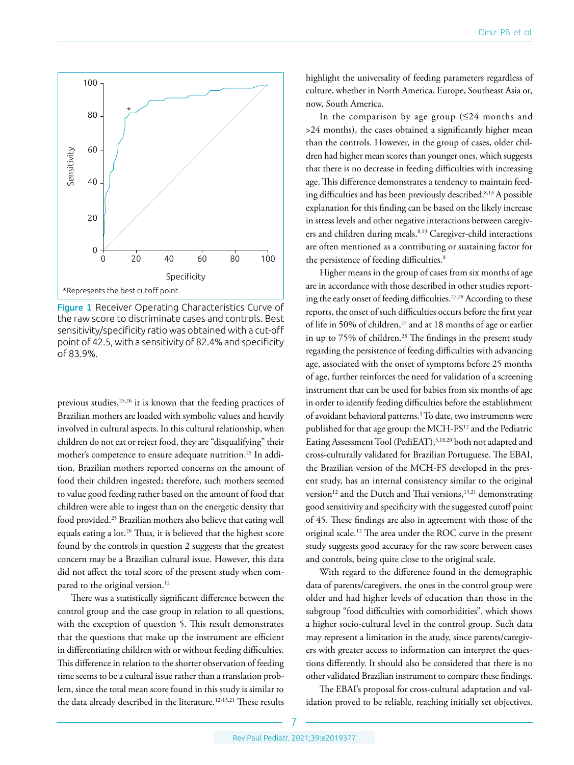*Represents the best cutoff point.

**Figure 1** Receiver Operating Characteristics Curve of the raw score to discriminate cases and controls. Best sensitivity/specificity ratio was obtained with a cut-off point of 42.5, with a sensitivity of 82.4% and specificity of 83.9%.

previous studies,[25,26] it is known that the feeding practices of Brazilian mothers are loaded with symbolic values and heavily involved in cultural aspects. In this cultural relationship, when children do not eat or reject food, they are "disqualifying" their mother's competence to ensure adequate nutrition.[25] In addition, Brazilian mothers reported concerns on the amount of food their children ingested; therefore, such mothers seemed to value good feeding rather based on the amount of food that children were able to ingest than on the energetic density that food provided.[25] Brazilian mothers also believe that eating well equals eating a lot.[26] Thus, it is believed that the highest score found by the controls in question 2 suggests that the greatest concern may be a Brazilian cultural issue. However, this data did not affect the total score of the present study when compared to the original version.[12]

There was a statistically significant difference between the control group and the case group in relation to all questions, with the exception of question 5. This result demonstrates that the questions that make up the instrument are efficient in differentiating children with or without feeding difficulties. This difference in relation to the shorter observation of feeding time seems to be a cultural issue rather than a translation problem, since the total mean score found in this study is similar to the data already described in the literature.[12-13,21] These results highlight the universality of feeding parameters regardless of culture, whether in North America, Europe, Southeast Asia or, now, South America.

In the comparison by age group (≤24 months and >24 months), the cases obtained a significantly higher mean than the controls. However, in the group of cases, older children had higher mean scores than younger ones, which suggests that there is no decrease in feeding difficulties with increasing age. This difference demonstrates a tendency to maintain feeding difficulties and has been previously described.[8,13] A possible explanation for this finding can be based on the likely increase in stress levels and other negative interactions between caregivers and children during meals.[8,13] Caregiver-child interactions are often mentioned as a contributing or sustaining factor for the persistence of feeding difficulties.[8]

Higher means in the group of cases from six months of age are in accordance with those described in other studies reporting the early onset of feeding difficulties.[27,28] According to these reports, the onset of such difficulties occurs before the first year of life in 50% of children,[27] and at 18 months of age or earlier in up to 75% of children.[28] The findings in the present study regarding the persistence of feeding difficulties with advancing age, associated with the onset of symptoms before 25 months of age, further reinforces the need for validation of a screening instrument that can be used for babies from six months of age in order to identify feeding difficulties before the establishment of avoidant behavioral patterns.[3] To date, two instruments were published for that age group: the MCH-FS[12] and the Pediatric Eating Assessment Tool (PediEAT),[3,18,20] both not adapted and cross-culturally validated for Brazilian Portuguese. The EBAI, the Brazilian version of the MCH-FS developed in the present study, has an internal consistency similar to the original version[12] and the Dutch and Thai versions,[13,21] demonstrating good sensitivity and specificity with the suggested cutoff point of 45. These findings are also in agreement with those of the original scale.[12] The area under the ROC curve in the present study suggests good accuracy for the raw score between cases and controls, being quite close to the original scale.

With regard to the difference found in the demographic data of parents/caregivers, the ones in the control group were older and had higher levels of education than those in the subgroup "food difficulties with comorbidities", which shows a higher socio-cultural level in the control group. Such data may represent a limitation in the study, since parents/caregivers with greater access to information can interpret the questions differently. It should also be considered that there is no other validated Brazilian instrument to compare these findings.

The EBAI's proposal for cross-cultural adaptation and validation proved to be reliable, reaching initially set objectives.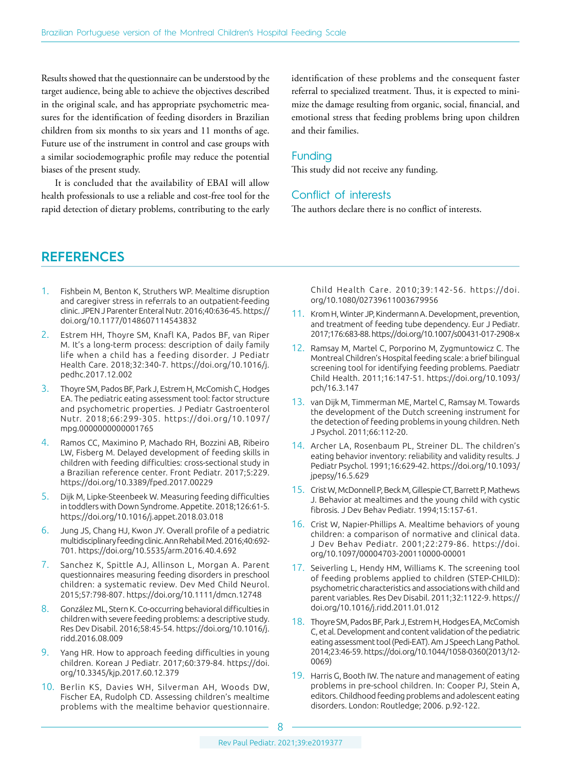Results showed that the questionnaire can be understood by the target audience, being able to achieve the objectives described in the original scale, and has appropriate psychometric measures for the identification of feeding disorders in Brazilian children from six months to six years and 11 months of age. Future use of the instrument in control and case groups with a similar sociodemographic profile may reduce the potential biases of the present study.

It is concluded that the availability of EBAI will allow health professionals to use a reliable and cost-free tool for the rapid detection of dietary problems, contributing to the early identification of these problems and the consequent faster referral to specialized treatment. Thus, it is expected to minimize the damage resulting from organic, social, financial, and emotional stress that feeding problems bring upon children and their families.

## Funding

This study did not receive any funding.

## Conflict of interests

The authors declare there is no conflict of interests.

# REFERENCES

1. Fishbein M, Benton K, Struthers WP. Mealtime disruption and caregiver stress in referrals to an outpatient-feeding clinic. JPEN J Parenter Enteral Nutr. 2016;40:636-45. https://doi.org/10.1177/0148607114543832
2. Estrem HH, Thoyre SM, Knafl KA, Pados BF, van Riper M. It's a long-term process: description of daily family life when a child has a feeding disorder. J Pediatr Health Care. 2018;32:340-7. https://doi.org/10.1016/j.pedhc.2017.12.002
3. Thoyre SM, Pados BF, Park J, Estrem H, McComish C, Hodges EA. The pediatric eating assessment tool: factor structure and psychometric properties. J Pediatr Gastroenterol Nutr. 2018;66:299-305. https://doi.org/10.1097/mpg.0000000000001765
4. Ramos CC, Maximino P, Machado RH, Bozzini AB, Ribeiro LW, Fisberg M. Delayed development of feeding skills in children with feeding difficulties: cross-sectional study in a Brazilian reference center. Front Pediatr. 2017;5:229. https://doi.org/10.3389/fped.2017.00229
5. Dijk M, Lipke-Steenbeek W. Measuring feeding difficulties in toddlers with Down Syndrome. Appetite. 2018;126:61-5. https://doi.org/10.1016/j.appet.2018.03.018
6. Jung JS, Chang HJ, Kwon JY. Overall profile of a pediatric multidisciplinary feeding clinic. Ann Rehabil Med. 2016;40:692-701. https://doi.org/10.5535/arm.2016.40.4.692
7. Sanchez K, Spittle AJ, Allinson L, Morgan A. Parent questionnaires measuring feeding disorders in preschool children: a systematic review. Dev Med Child Neurol. 2015;57:798-807. https://doi.org/10.1111/dmcn.12748
8. González ML, Stern K. Co-occurring behavioral difficulties in children with severe feeding problems: a descriptive study. Res Dev Disabil. 2016;58:45-54. https://doi.org/10.1016/j.ridd.2016.08.009
9. Yang HR. How to approach feeding difficulties in young children. Korean J Pediatr. 2017;60:379-84. https://doi.org/10.3345/kjp.2017.60.12.379
10. Berlin KS, Davies WH, Silverman AH, Woods DW, Fischer EA, Rudolph CD. Assessing children's mealtime problems with the mealtime behavior questionnaire. Child Health Care. 2010;39:142-56. https://doi.org/10.1080/02739611003679956
11. Krom H, Winter JP, Kindermann A. Development, prevention, and treatment of feeding tube dependency. Eur J Pediatr. 2017;176:683-88. https://doi.org/10.1007/s00431-017-2908-x
12. Ramsay M, Martel C, Porporino M, Zygmuntowicz C. The Montreal Children's Hospital feeding scale: a brief bilingual screening tool for identifying feeding problems. Paediatr Child Health. 2011;16:147-51. https://doi.org/10.1093/pch/16.3.147
13. van Dijk M, Timmerman ME, Martel C, Ramsay M. Towards the development of the Dutch screening instrument for the detection of feeding problems in young children. Neth J Psychol. 2011;66:112-20.
14. Archer LA, Rosenbaum PL, Streiner DL. The children's eating behavior inventory: reliability and validity results. J Pediatr Psychol. 1991;16:629-42. https://doi.org/10.1093/jpepsy/16.5.629
15. Crist W, McDonnell P, Beck M, Gillespie CT, Barrett P, Mathews J. Behavior at mealtimes and the young child with cystic fibrosis. J Dev Behav Pediatr. 1994;15:157-61.
16. Crist W, Napier-Phillips A. Mealtime behaviors of young children: a comparison of normative and clinical data. J Dev Behav Pediatr. 2001;22:279-86. https://doi.org/10.1097/00004703-200110000-00001
17. Seiverling L, Hendy HM, Williams K. The screening tool of feeding problems applied to children (STEP-CHILD): psychometric characteristics and associations with child and parent variables. Res Dev Disabil. 2011;32:1122-9. https://doi.org/10.1016/j.ridd.2011.01.012
18. Thoyre SM, Pados BF, Park J, Estrem H, Hodges EA, McComish C, et al. Development and content validation of the pediatric eating assessment tool (Pedi-EAT). Am J Speech Lang Pathol. 2014;23:46-59. https://doi.org/10.1044/1058-0360(2013/12-0069)
19. Harris G, Booth IW. The nature and management of eating problems in pre-school children. In: Cooper PJ, Stein A, editors. Childhood feeding problems and adolescent eating disorders. London: Routledge; 2006. p.92-122.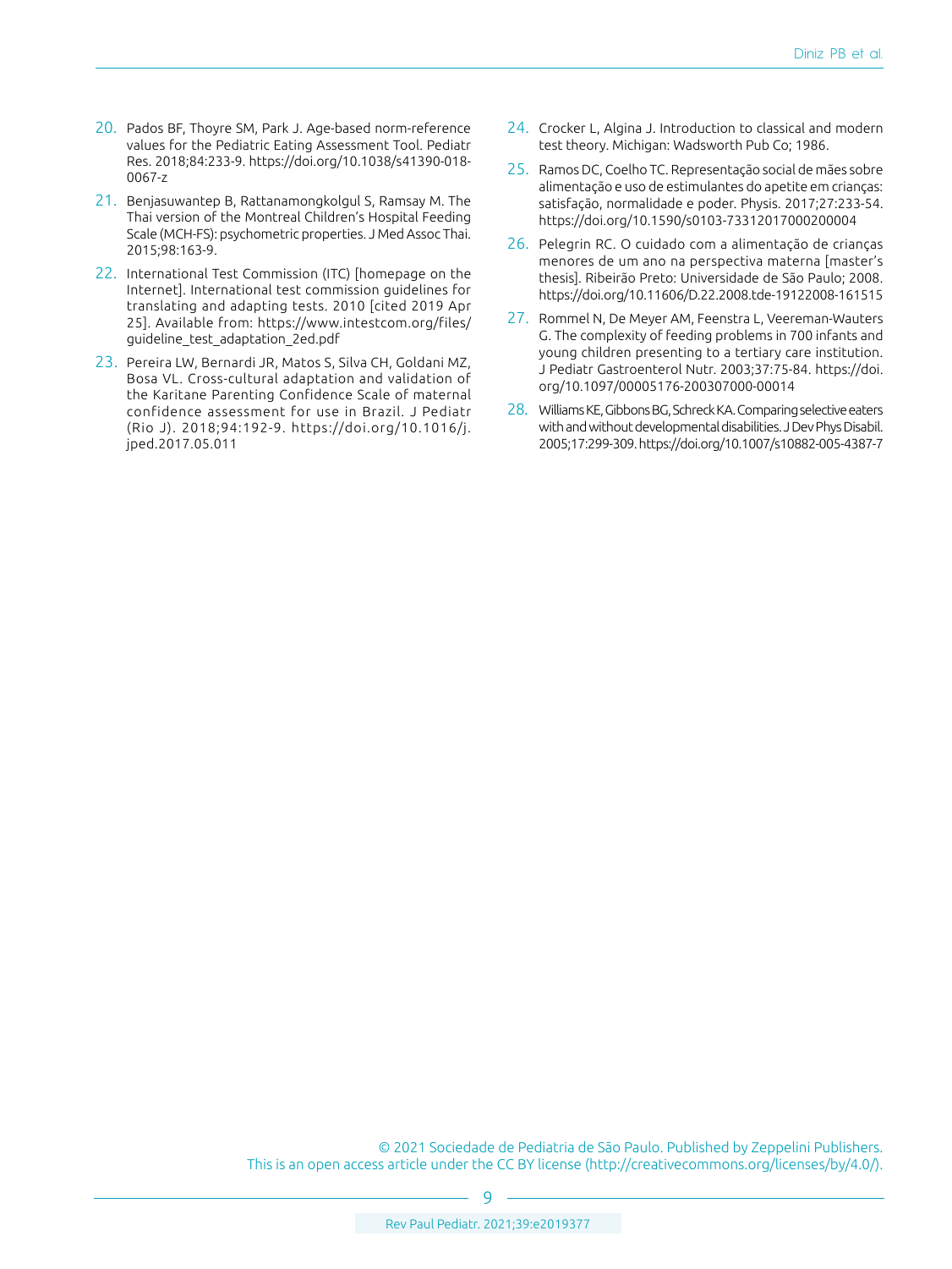20. Pados BF, Thoyre SM, Park J. Age-based norm-reference values for the Pediatric Eating Assessment Tool. Pediatr Res. 2018;84:233-9. https://doi.org/10.1038/s41390-018-0067-z

21. Benjasuwantep B, Rattanamongkolgul S, Ramsay M. The Thai version of the Montreal Children's Hospital Feeding Scale (MCH-FS): psychometric properties. J Med Assoc Thai. 2015;98:163-9.

22. International Test Commission (ITC) [homepage on the Internet]. International test commission guidelines for translating and adapting tests. 2010 [cited 2019 Apr 25]. Available from: https://www.intestcom.org/files/guideline_test_adaptation_2ed.pdf

23. Pereira LW, Bernardi JR, Matos S, Silva CH, Goldani MZ, Bosa VL. Cross-cultural adaptation and validation of the Karitane Parenting Confidence Scale of maternal confidence assessment for use in Brazil. J Pediatr (Rio J). 2018;94:192-9. https://doi.org/10.1016/j.jped.2017.05.011

24. Crocker L, Algina J. Introduction to classical and modern test theory. Michigan: Wadsworth Pub Co; 1986.

25. Ramos DC, Coelho TC. Representação social de mães sobre alimentação e uso de estimulantes do apetite em crianças: satisfação, normalidade e poder. Physis. 2017;27:233-54. https://doi.org/10.1590/s0103-73312017000200004

26. Pelegrin RC. O cuidado com a alimentação de crianças menores de um ano na perspectiva materna [master's thesis]. Ribeirão Preto: Universidade de São Paulo; 2008. https://doi.org/10.11606/D.22.2008.tde-19122008-161515

27. Rommel N, De Meyer AM, Feenstra L, Veereman-Wauters G. The complexity of feeding problems in 700 infants and young children presenting to a tertiary care institution. J Pediatr Gastroenterol Nutr. 2003;37:75-84. https://doi.org/10.1097/00005176-200307000-00014

28. Williams KE, Gibbons BG, Schreck KA. Comparing selective eaters with and without developmental disabilities. J Dev Phys Disabil. 2005;17:299-309. https://doi.org/10.1007/s10882-005-4387-7

© 2021 Sociedade de Pediatria de São Paulo. Published by Zeppelini Publishers.
This is an open access article under the CC BY license (http://creativecommons.org/licenses/by/4.0/).